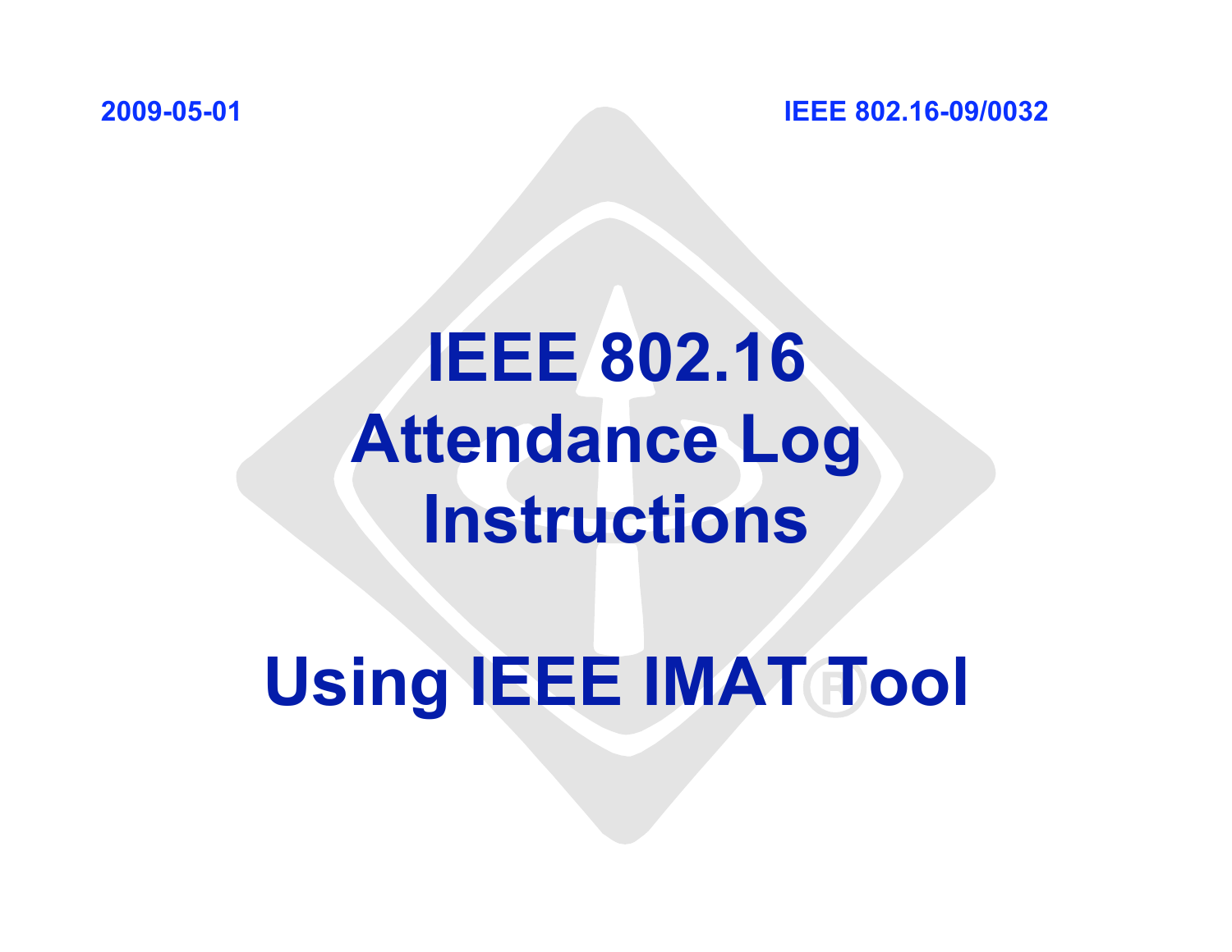# IEEE 802.16 Attendance Log Instructions

# Using IEEE IMAT® Tool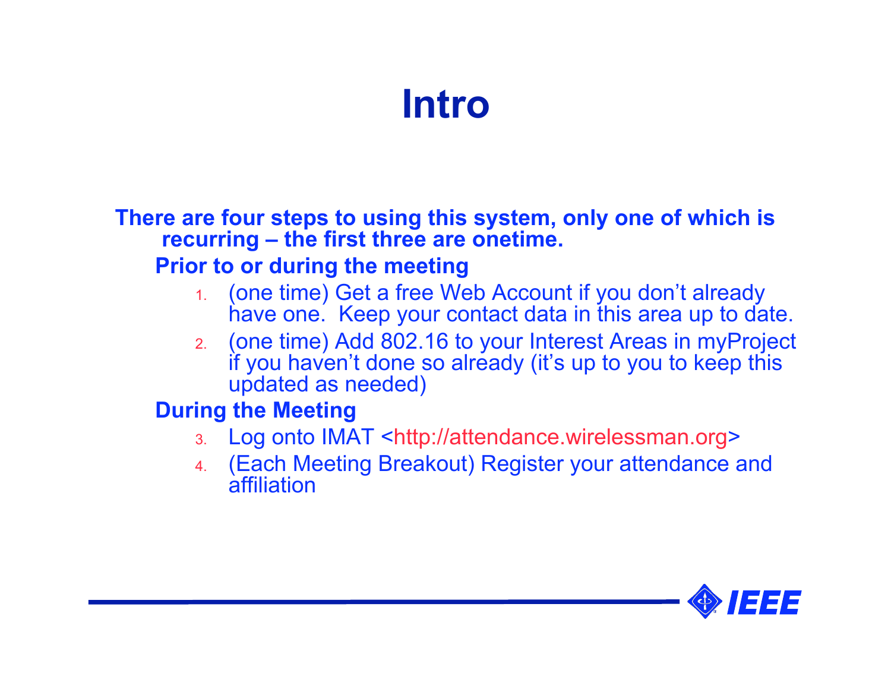# Intro

**There are four steps to using this system, only one of which is recurring – the first three are onetime.**

**Prior to or during the meeting**

1. (one time) Get a free Web Account if you don't already have one. Keep your contact data in this area up to date.
2. (one time) Add 802.16 to your Interest Areas in myProject if you haven't done so already (it's up to you to keep this updated as needed)

**During the Meeting**

3. Log onto IMAT <http://attendance.wirelessman.org>
4. (Each Meeting Breakout) Register your attendance and affiliation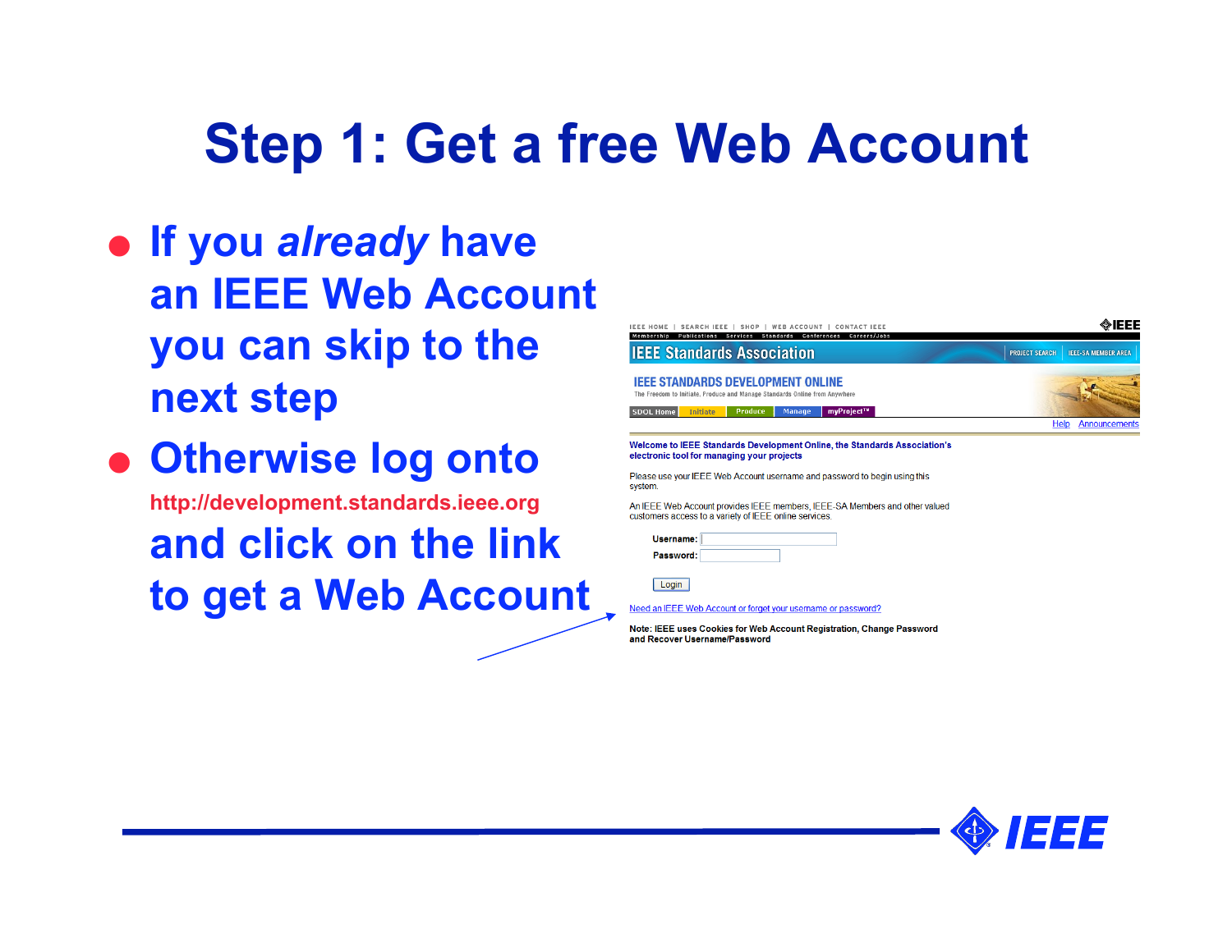# Step 1: Get a free Web Account

- If you *already* have an IEEE Web Account you can skip to the next step
- Otherwise log onto http://development.standards.ieee.org and click on the link to get a Web Account

IEEE HOME | SEARCH IEEE | SHOP | WEB ACCOUNT | CONTACT IEEE

Membership Publications Services Standards Conferences Careers/Jobs

IEEE Standards Association

PROJECT SEARCH | IEEE-SA MEMBER AREA

IEEE STANDARDS DEVELOPMENT ONLINE

The Freedom to Initiate, Produce and Manage Standards Online from Anywhere

SDOL Home | Initiate | Produce | Manage | myProject™

Help Announcements

Welcome to IEEE Standards Development Online, the Standards Association's electronic tool for managing your projects

Please use your IEEE Web Account username and password to begin using this system.

An IEEE Web Account provides IEEE members, IEEE-SA Members and other valued customers access to a variety of IEEE online services.

Username:

Password:

Login

Need an IEEE Web Account or forget your username or password?

Note: IEEE uses Cookies for Web Account Registration, Change Password and Recover Username/Password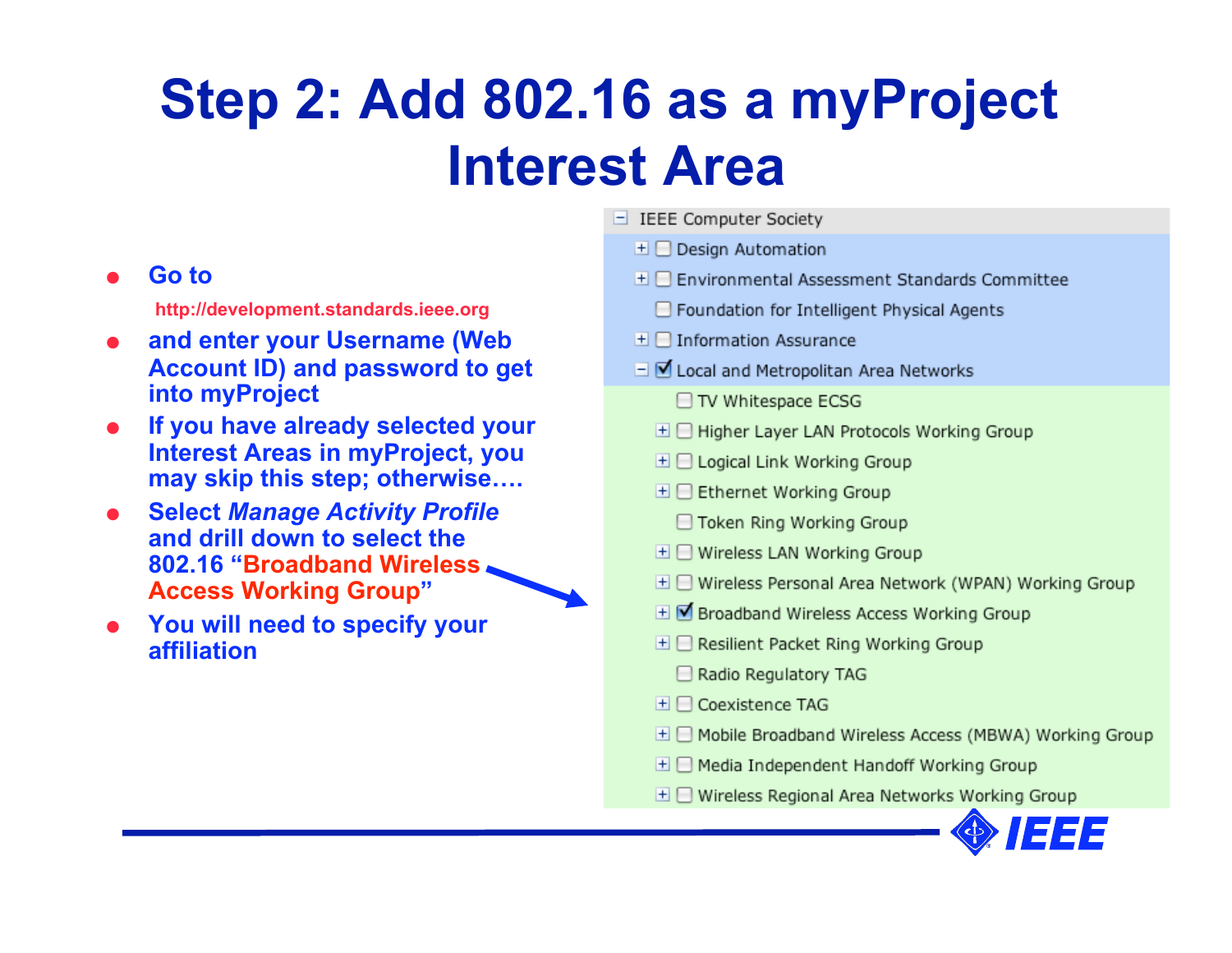# Step 2: Add 802.16 as a myProject Interest Area

- **Go to**

  **http://development.standards.ieee.org**
- **and enter your Username (Web Account ID) and password to get into myProject**
- **If you have already selected your Interest Areas in myProject, you may skip this step; otherwise….**
- **Select *Manage Activity Profile* and drill down to select the 802.16 "Broadband Wireless Access Working Group"**
- **You will need to specify your affiliation**

- IEEE Computer Society
  - [ ] Design Automation
  - [ ] Environmental Assessment Standards Committee
  - [ ] Foundation for Intelligent Physical Agents
  - [ ] Information Assurance
  - [x] Local and Metropolitan Area Networks
    - [ ] TV Whitespace ECSG
    - [ ] Higher Layer LAN Protocols Working Group
    - [ ] Logical Link Working Group
    - [ ] Ethernet Working Group
    - [ ] Token Ring Working Group
    - [ ] Wireless LAN Working Group
    - [ ] Wireless Personal Area Network (WPAN) Working Group
    - [x] Broadband Wireless Access Working Group
    - [ ] Resilient Packet Ring Working Group
    - [ ] Radio Regulatory TAG
    - [ ] Coexistence TAG
    - [ ] Mobile Broadband Wireless Access (MBWA) Working Group
    - [ ] Media Independent Handoff Working Group
    - [ ] Wireless Regional Area Networks Working Group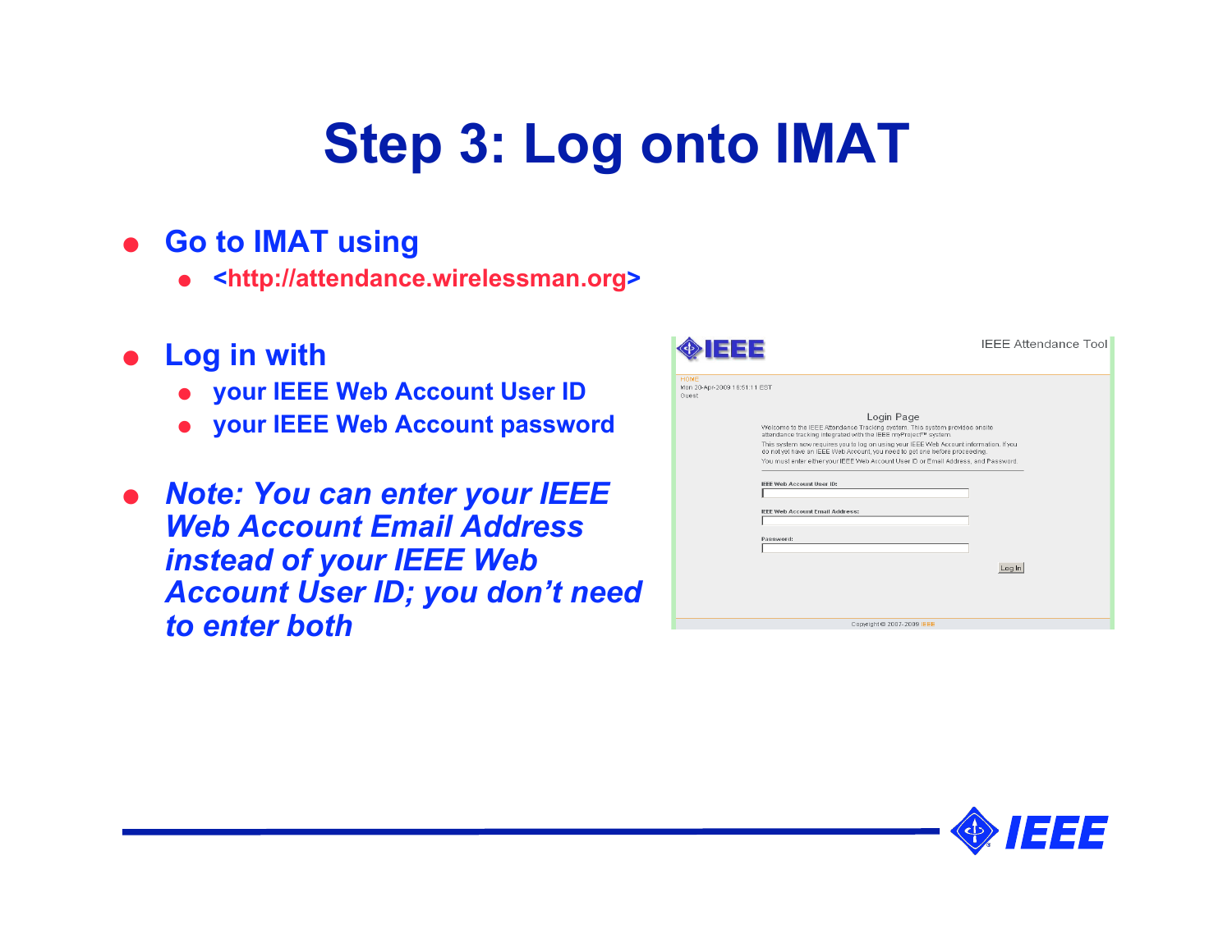# Step 3: Log onto IMAT

- Go to IMAT using
  - <http://attendance.wirelessman.org>
- Log in with
  - your IEEE Web Account User ID
  - your IEEE Web Account password
- *Note: You can enter your IEEE Web Account Email Address instead of your IEEE Web Account User ID; you don't need to enter both*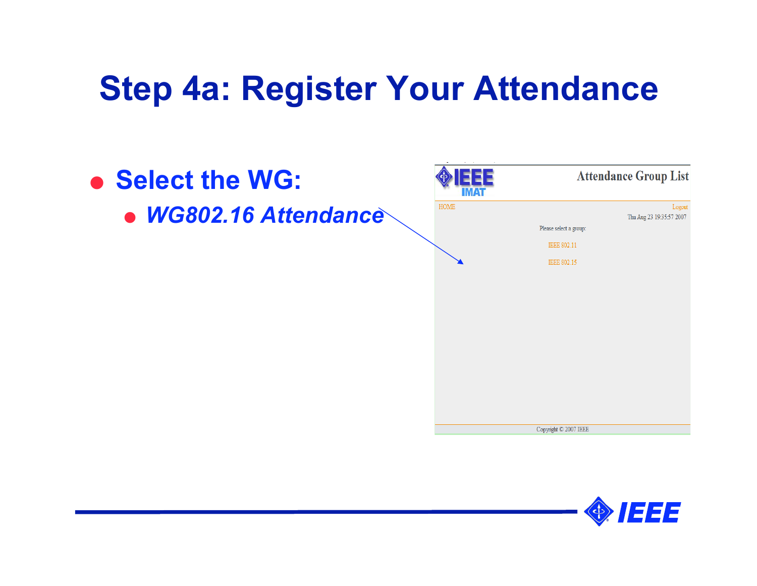# Step 4a: Register Your Attendance

- **Select the WG:**
  - ***WG802.16 Attendance***

IEEE IMAT

Attendance Group List

HOME

Logout

Thu Aug 23 19:35:57 2007

Please select a group:

IEEE 802.11

IEEE 802.15

Copyright © 2007 IEEE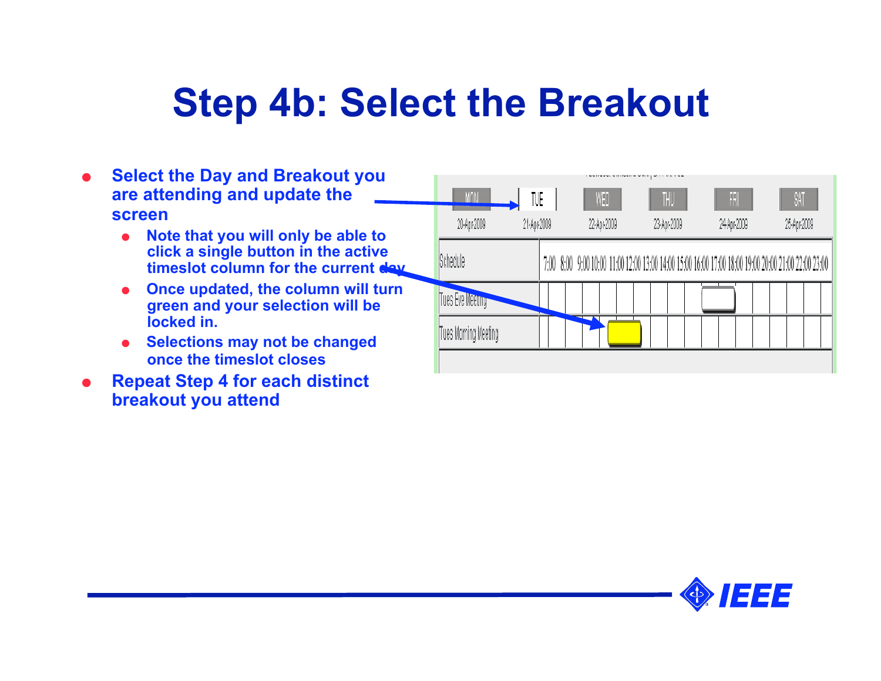# Step 4b: Select the Breakout

- **Select the Day and Breakout you are attending and update the screen**
  - **Note that you will only be able to click a single button in the active timeslot column for the current day**
  - **Once updated, the column will turn green and your selection will be locked in.**
  - **Selections may not be changed once the timeslot closes**
- **Repeat Step 4 for each distinct breakout you attend**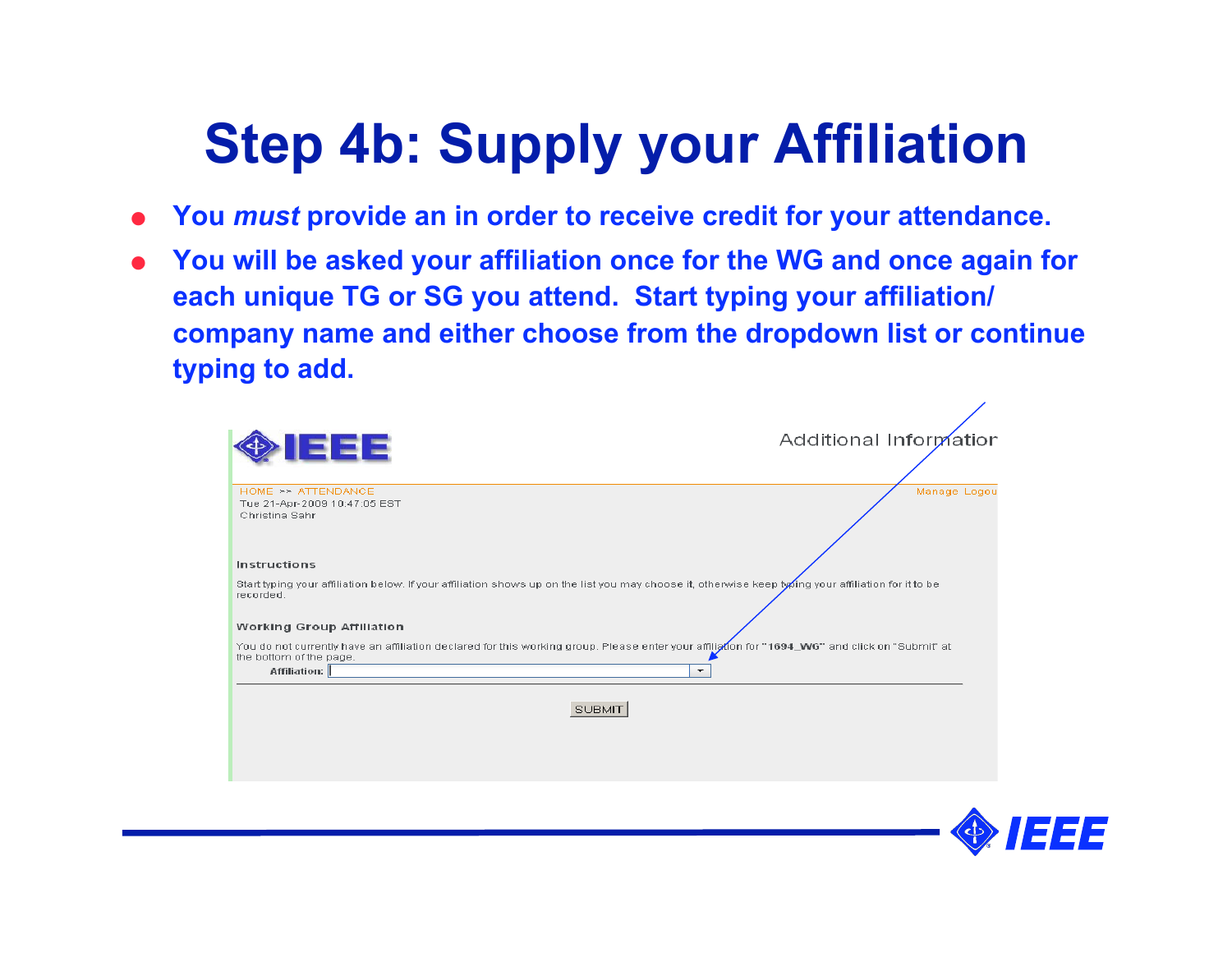# Step 4b: Supply your Affiliation

- You *must* provide an in order to receive credit for your attendance.
- You will be asked your affiliation once for the WG and once again for each unique TG or SG you attend. Start typing your affiliation/ company name and either choose from the dropdown list or continue typing to add.

IEEE

Additional Information

HOME >> ATTENDANCE

Tue 21-Apr-2009 10:47:05 EST

Christina Sahr

Manage Logout

Instructions

Start typing your affiliation below. If your affiliation shows up on the list you may choose it, otherwise keep typing your affiliation for it to be recorded.

Working Group Affiliation

You do not currently have an affiliation declared for this working group. Please enter your affiliation for "1694_WG" and click on "Submit" at the bottom of the page.

Affiliation:

SUBMIT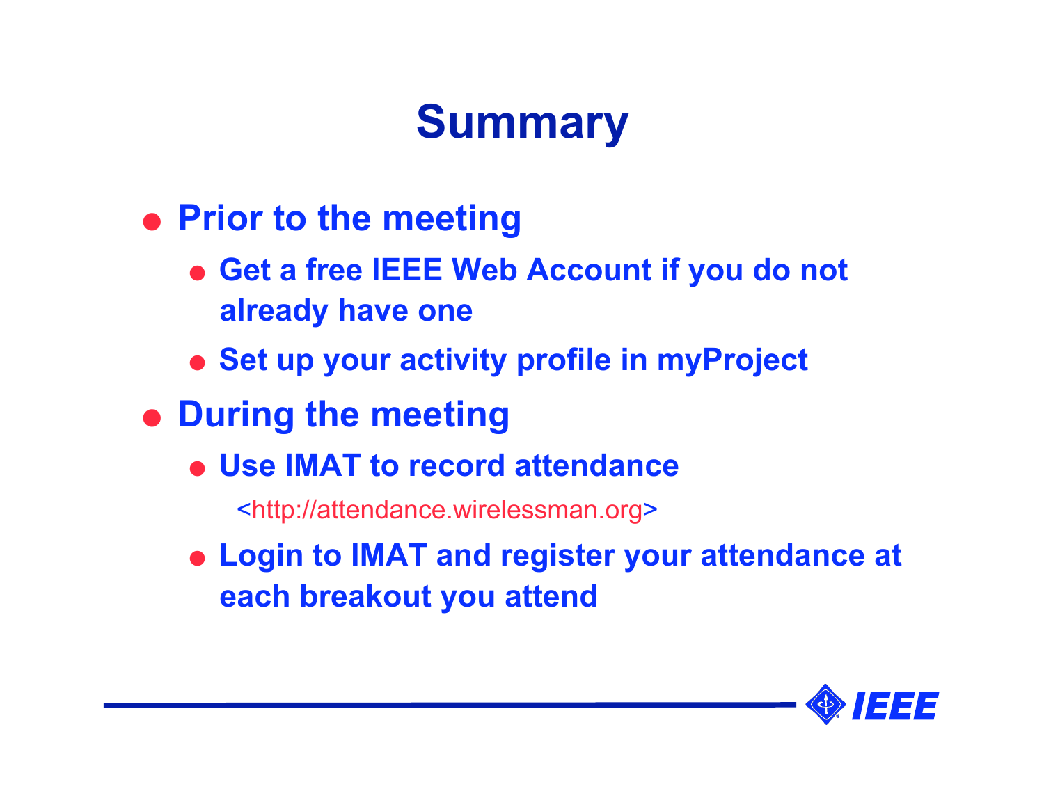# Summary

- **Prior to the meeting**
  - **Get a free IEEE Web Account if you do not already have one**
  - **Set up your activity profile in myProject**
- **During the meeting**
  - **Use IMAT to record attendance**

    <http://attendance.wirelessman.org>
  - **Login to IMAT and register your attendance at each breakout you attend**